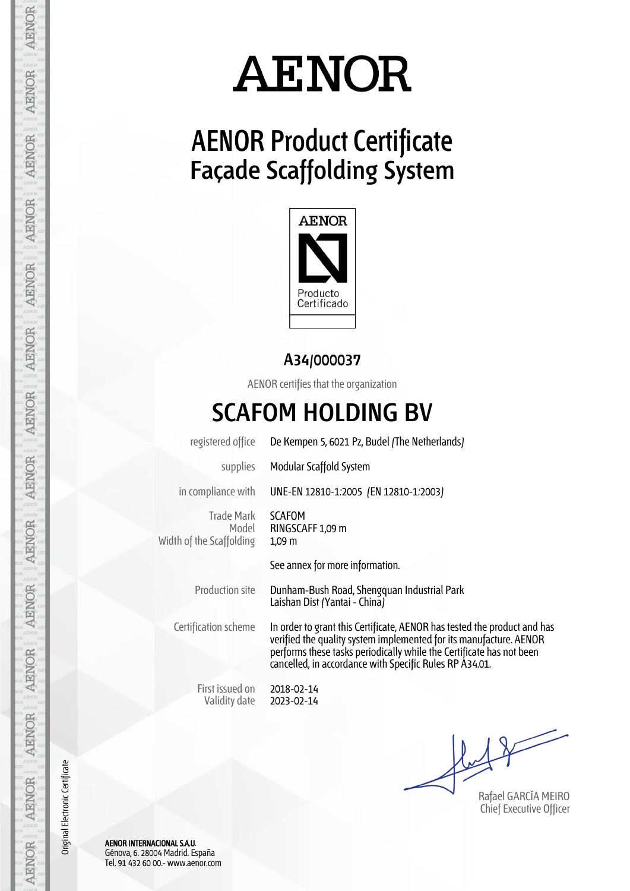# AENOR

## AENOR Product Certificate
## Façade Scaffolding System

AENOR
Producto Certificado

**A34/000037**

AENOR certifies that the organization

# SCAFOM HOLDING BV

| | |
|---|---|
| registered office | De Kempen 5, 6021 Pz, Budel (The Netherlands) |
| supplies | Modular Scaffold System |
| in compliance with | UNE-EN 12810-1:2005 (EN 12810-1:2003) |
| Trade Mark | SCAFOM |
| Model | RINGSCAFF 1,09 m |
| Width of the Scaffolding | 1,09 m |
| | See annex for more information. |
| Production site | Dunham-Bush Road, Shengquan Industrial Park Laishan Dist (Yantai - China) |
| Certification scheme | In order to grant this Certificate, AENOR has tested the product and has verified the quality system implemented for its manufacture. AENOR performs these tasks periodically while the Certificate has not been cancelled, in accordance with Specific Rules RP A34.01. |
| First issued on | 2018-02-14 |
| Validity date | 2023-02-14 |

Rafael GARCÍA MEIRO
Chief Executive Officer

Original Electronic Certificate

**AENOR INTERNACIONAL S.A.U.**
Génova, 6. 28004 Madrid. España
Tel. 91 432 60 00.- www.aenor.com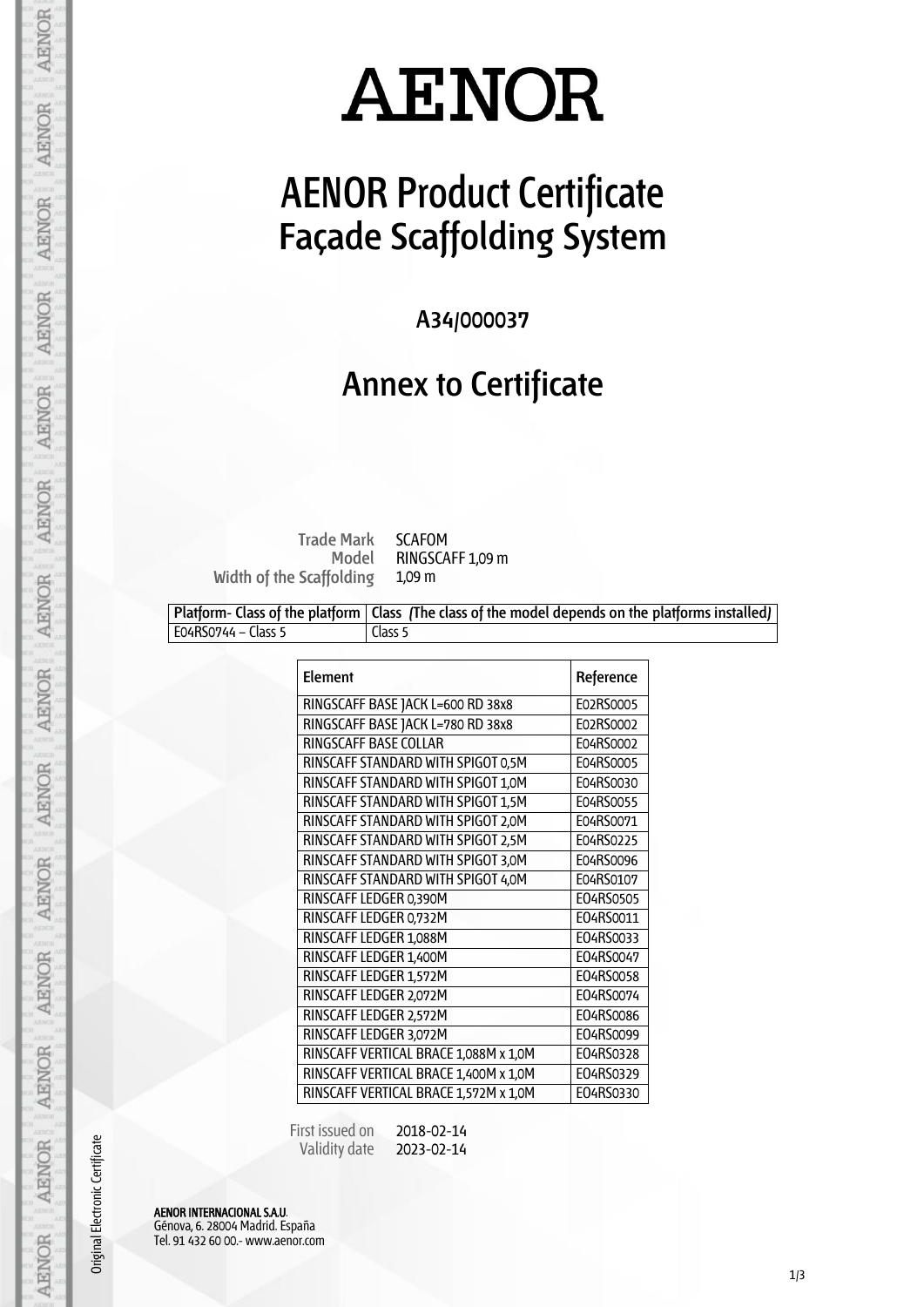# AENOR

# AENOR Product Certificate
## Façade Scaffolding System

### A34/000037

## Annex to Certificate

Trade Mark SCAFOM
Model RINGSCAFF 1,09 m
Width of the Scaffolding 1,09 m

| Platform- Class of the platform | Class *(The class of the model depends on the platforms installed)* |
| --- | --- |
| E04RS0744 – Class 5 | Class 5 |

| Element | Reference |
| --- | --- |
| RINGSCAFF BASE JACK L=600 RD 38x8 | E02RS0005 |
| RINGSCAFF BASE JACK L=780 RD 38x8 | E02RS0002 |
| RINGSCAFF BASE COLLAR | E04RS0002 |
| RINSCAFF STANDARD WITH SPIGOT 0,5M | E04RS0005 |
| RINSCAFF STANDARD WITH SPIGOT 1,0M | E04RS0030 |
| RINSCAFF STANDARD WITH SPIGOT 1,5M | E04RS0055 |
| RINSCAFF STANDARD WITH SPIGOT 2,0M | E04RS0071 |
| RINSCAFF STANDARD WITH SPIGOT 2,5M | E04RS0225 |
| RINSCAFF STANDARD WITH SPIGOT 3,0M | E04RS0096 |
| RINSCAFF STANDARD WITH SPIGOT 4,0M | E04RS0107 |
| RINSCAFF LEDGER 0,390M | EO4RS0505 |
| RINSCAFF LEDGER 0,732M | EO4RS0011 |
| RINSCAFF LEDGER 1,088M | EO4RS0033 |
| RINSCAFF LEDGER 1,400M | EO4RS0047 |
| RINSCAFF LEDGER 1,572M | EO4RS0058 |
| RINSCAFF LEDGER 2,072M | EO4RS0074 |
| RINSCAFF LEDGER 2,572M | EO4RS0086 |
| RINSCAFF LEDGER 3,072M | EO4RS0099 |
| RINSCAFF VERTICAL BRACE 1,088M x 1,0M | EO4RS0328 |
| RINSCAFF VERTICAL BRACE 1,400M x 1,0M | EO4RS0329 |
| RINSCAFF VERTICAL BRACE 1,572M x 1,0M | EO4RS0330 |

First issued on 2018-02-14
Validity date 2023-02-14

Original Electronic Certificate

**AENOR INTERNACIONAL S.A.U.**
Génova, 6. 28004 Madrid. España
Tel. 91 432 60 00.- www.aenor.com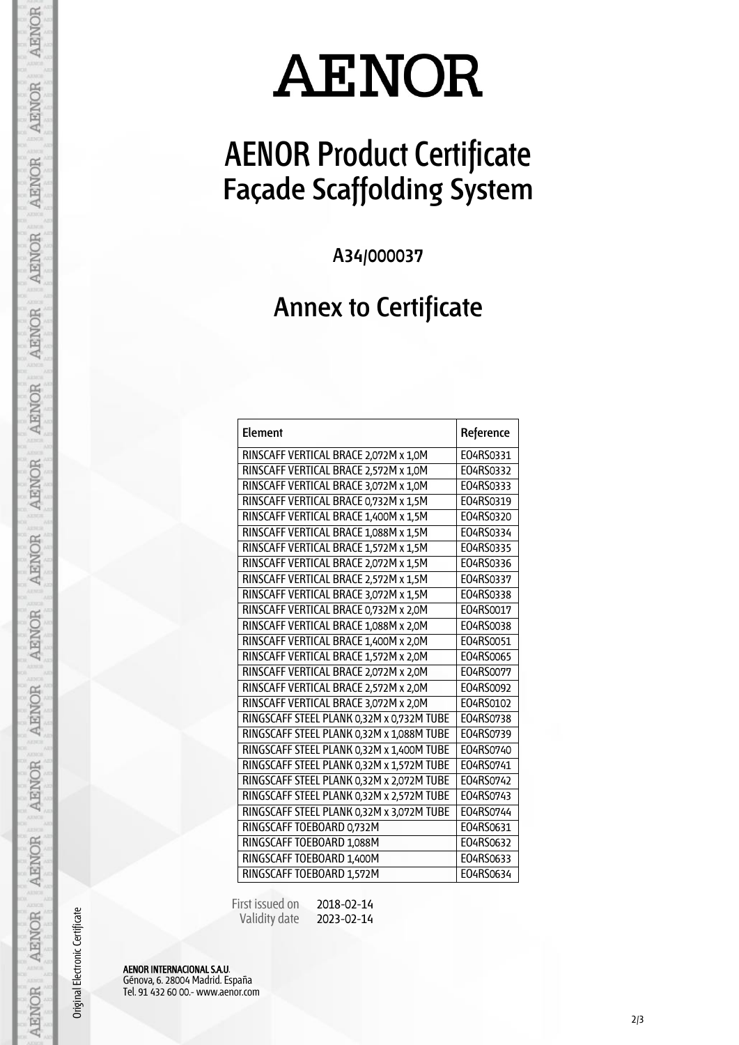# AENOR

# AENOR Product Certificate
## Façade Scaffolding System

A34/000037

## Annex to Certificate

| Element | Reference |
|---|---|
| RINSCAFF VERTICAL BRACE 2,072M x 1,0M | E04RS0331 |
| RINSCAFF VERTICAL BRACE 2,572M x 1,0M | E04RS0332 |
| RINSCAFF VERTICAL BRACE 3,072M x 1,0M | E04RS0333 |
| RINSCAFF VERTICAL BRACE 0,732M x 1,5M | E04RS0319 |
| RINSCAFF VERTICAL BRACE 1,400M x 1,5M | E04RS0320 |
| RINSCAFF VERTICAL BRACE 1,088M x 1,5M | E04RS0334 |
| RINSCAFF VERTICAL BRACE 1,572M x 1,5M | E04RS0335 |
| RINSCAFF VERTICAL BRACE 2,072M x 1,5M | E04RS0336 |
| RINSCAFF VERTICAL BRACE 2,572M x 1,5M | E04RS0337 |
| RINSCAFF VERTICAL BRACE 3,072M x 1,5M | E04RS0338 |
| RINSCAFF VERTICAL BRACE 0,732M x 2,0M | E04RS0017 |
| RINSCAFF VERTICAL BRACE 1,088M x 2,0M | E04RS0038 |
| RINSCAFF VERTICAL BRACE 1,400M x 2,0M | E04RS0051 |
| RINSCAFF VERTICAL BRACE 1,572M x 2,0M | E04RS0065 |
| RINSCAFF VERTICAL BRACE 2,072M x 2,0M | E04RS0077 |
| RINSCAFF VERTICAL BRACE 2,572M x 2,0M | E04RS0092 |
| RINSCAFF VERTICAL BRACE 3,072M x 2,0M | E04RS0102 |
| RINGSCAFF STEEL PLANK 0,32M x 0,732M TUBE | E04RS0738 |
| RINGSCAFF STEEL PLANK 0,32M x 1,088M TUBE | E04RS0739 |
| RINGSCAFF STEEL PLANK 0,32M x 1,400M TUBE | E04RS0740 |
| RINGSCAFF STEEL PLANK 0,32M x 1,572M TUBE | E04RS0741 |
| RINGSCAFF STEEL PLANK 0,32M x 2,072M TUBE | E04RS0742 |
| RINGSCAFF STEEL PLANK 0,32M x 2,572M TUBE | E04RS0743 |
| RINGSCAFF STEEL PLANK 0,32M x 3,072M TUBE | E04RS0744 |
| RINGSCAFF TOEBOARD 0,732M | E04RS0631 |
| RINGSCAFF TOEBOARD 1,088M | E04RS0632 |
| RINGSCAFF TOEBOARD 1,400M | E04RS0633 |
| RINGSCAFF TOEBOARD 1,572M | E04RS0634 |

First issued on 2018-02-14
Validity date 2023-02-14

Original Electronic Certificate

**AENOR INTERNACIONAL S.A.U.**
Génova, 6. 28004 Madrid. España
Tel. 91 432 60 00.- www.aenor.com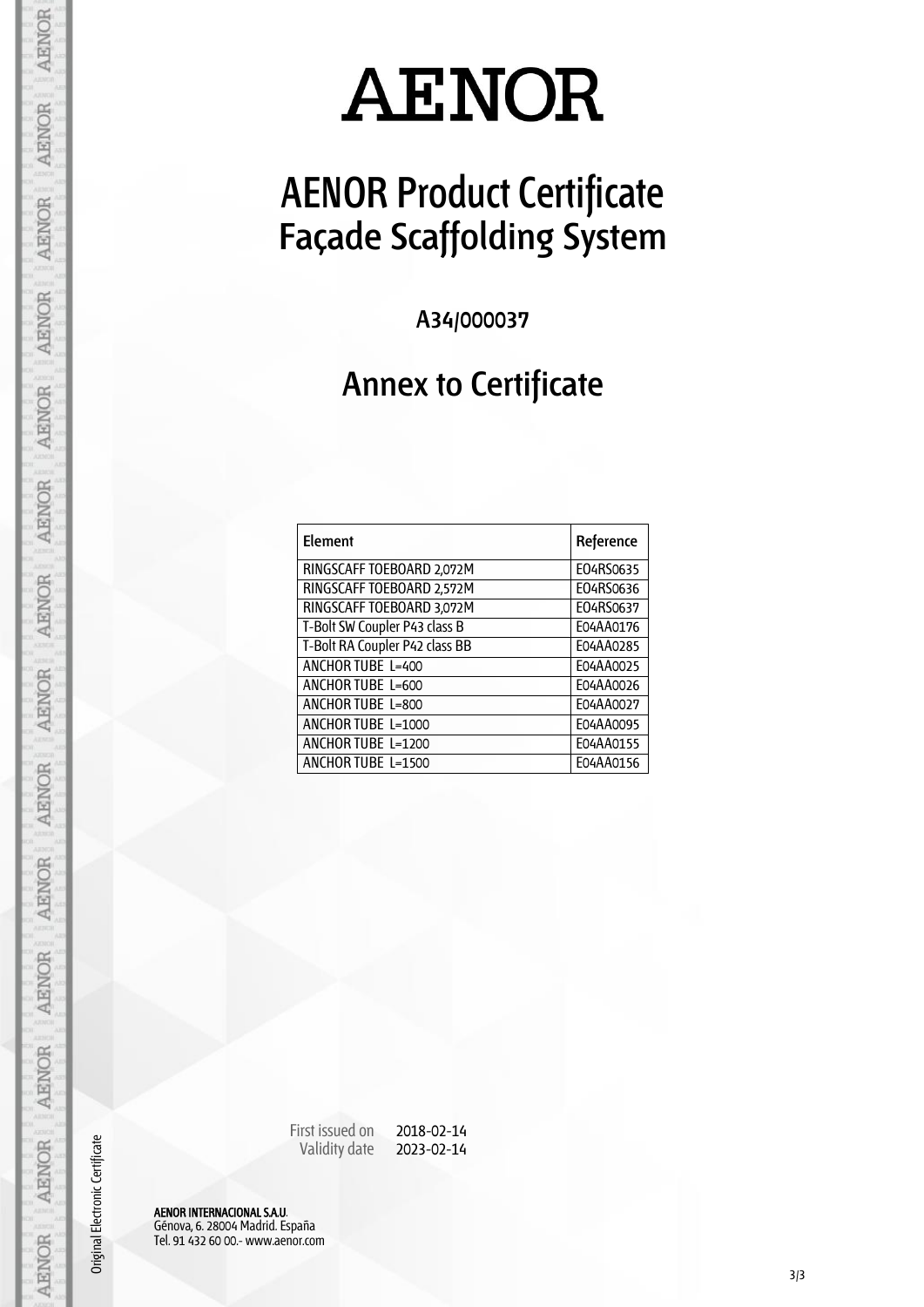# AENOR

# AENOR Product Certificate
## Façade Scaffolding System

A34/000037

## Annex to Certificate

| Element | Reference |
|---|---|
| RINGSCAFF TOEBOARD 2,072M | E04RS0635 |
| RINGSCAFF TOEBOARD 2,572M | E04RS0636 |
| RINGSCAFF TOEBOARD 3,072M | E04RS0637 |
| T-Bolt SW Coupler P43 class B | E04AA0176 |
| T-Bolt RA Coupler P42 class BB | E04AA0285 |
| ANCHOR TUBE L=400 | E04AA0025 |
| ANCHOR TUBE L=600 | E04AA0026 |
| ANCHOR TUBE L=800 | E04AA0027 |
| ANCHOR TUBE L=1000 | E04AA0095 |
| ANCHOR TUBE L=1200 | E04AA0155 |
| ANCHOR TUBE L=1500 | E04AA0156 |

First issued on 2018-02-14
Validity date 2023-02-14

Original Electronic Certificate

**AENOR INTERNACIONAL S.A.U.**
Génova, 6. 28004 Madrid. España
Tel. 91 432 60 00.- www.aenor.com